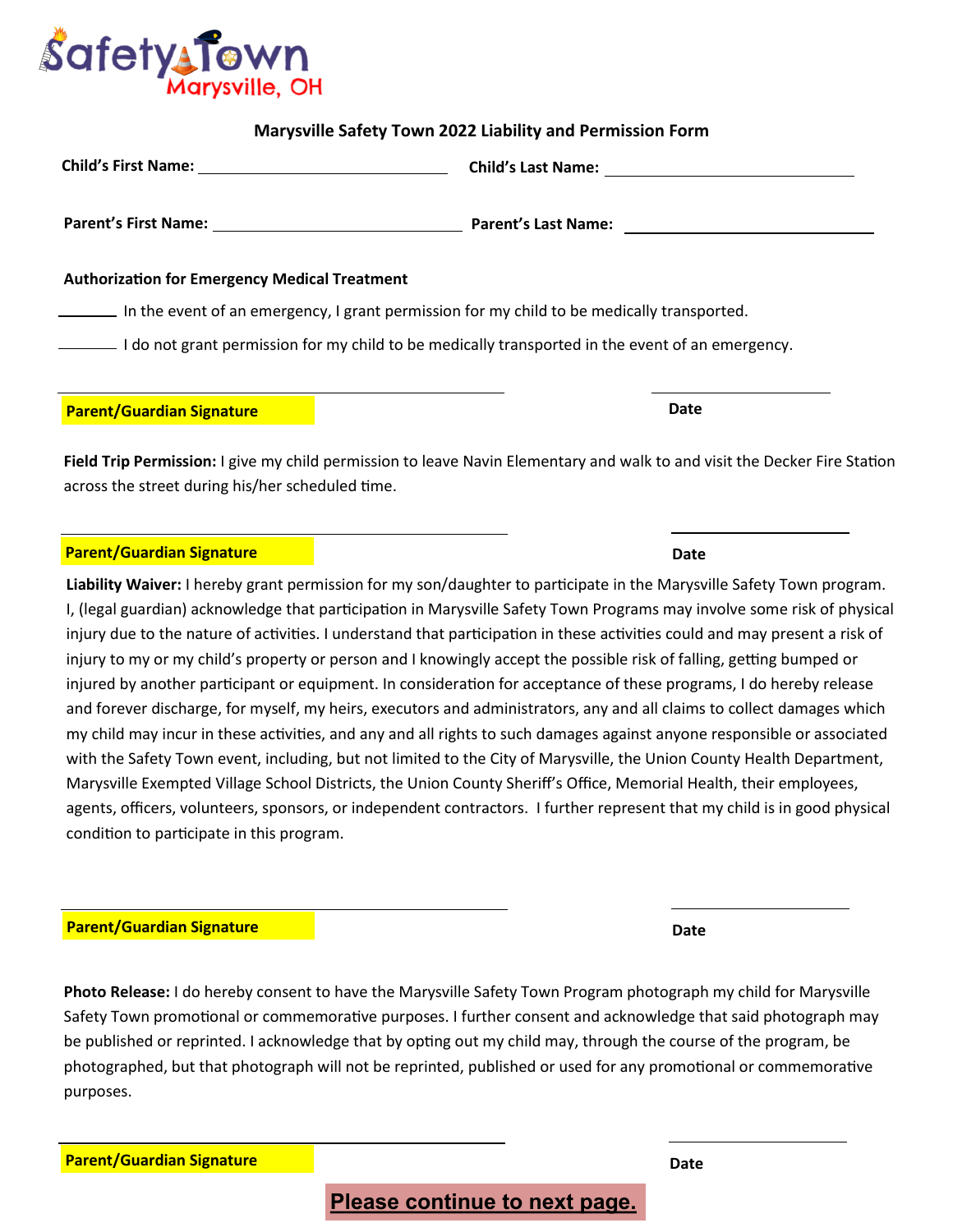Safety Town
Marysville, OH

**Marysville Safety Town 2022 Liability and Permission Form**

**Child's First Name:** ______________________________ **Child's Last Name:** ______________________________

**Parent's First Name:** ______________________________ **Parent's Last Name:** ______________________________

**Authorization for Emergency Medical Treatment**

_______ In the event of an emergency, I grant permission for my child to be medically transported.

_______ I do not grant permission for my child to be medically transported in the event of an emergency.

______________________________________________ ____________________

**Parent/Guardian Signature** **Date**

**Field Trip Permission:** I give my child permission to leave Navin Elementary and walk to and visit the Decker Fire Station across the street during his/her scheduled time.

______________________________________________ ____________________

**Parent/Guardian Signature** **Date**

**Liability Waiver:** I hereby grant permission for my son/daughter to participate in the Marysville Safety Town program. I, (legal guardian) acknowledge that participation in Marysville Safety Town Programs may involve some risk of physical injury due to the nature of activities. I understand that participation in these activities could and may present a risk of injury to my or my child's property or person and I knowingly accept the possible risk of falling, getting bumped or injured by another participant or equipment. In consideration for acceptance of these programs, I do hereby release and forever discharge, for myself, my heirs, executors and administrators, any and all claims to collect damages which my child may incur in these activities, and any and all rights to such damages against anyone responsible or associated with the Safety Town event, including, but not limited to the City of Marysville, the Union County Health Department, Marysville Exempted Village School Districts, the Union County Sheriff's Office, Memorial Health, their employees, agents, officers, volunteers, sponsors, or independent contractors. I further represent that my child is in good physical condition to participate in this program.

______________________________________________ ____________________

**Parent/Guardian Signature** **Date**

**Photo Release:** I do hereby consent to have the Marysville Safety Town Program photograph my child for Marysville Safety Town promotional or commemorative purposes. I further consent and acknowledge that said photograph may be published or reprinted. I acknowledge that by opting out my child may, through the course of the program, be photographed, but that photograph will not be reprinted, published or used for any promotional or commemorative purposes.

______________________________________________ ____________________

**Parent/Guardian Signature** **Date**

**Please continue to next page.**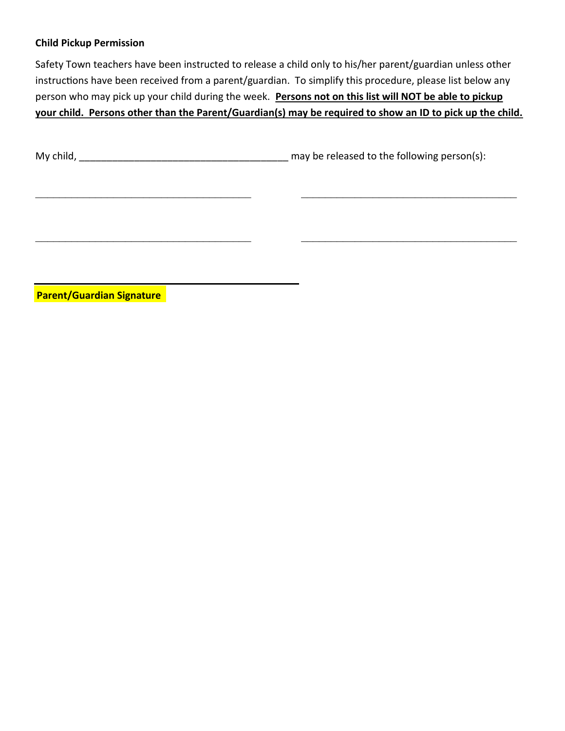**Child Pickup Permission**

Safety Town teachers have been instructed to release a child only to his/her parent/guardian unless other instructions have been received from a parent/guardian. To simplify this procedure, please list below any person who may pick up your child during the week. **Persons not on this list will NOT be able to pickup your child. Persons other than the Parent/Guardian(s) may be required to show an ID to pick up the child.**

My child, ______________________________________ may be released to the following person(s):

________________________________________ ________________________________________

________________________________________ ________________________________________

________________________________________

**Parent/Guardian Signature**